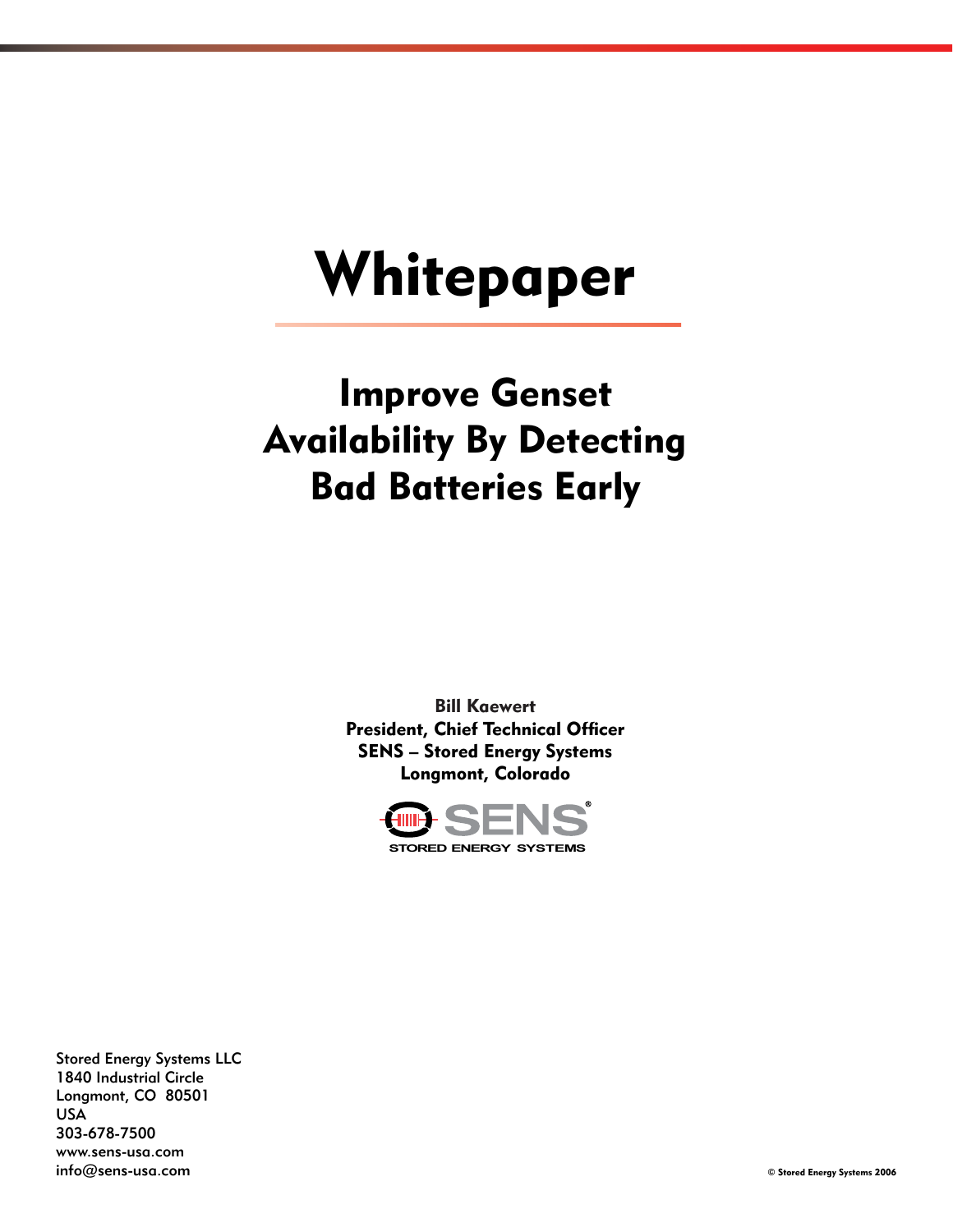# Whitepaper

## Improve Genset Availability By Detecting Bad Batteries Early

**Bill Kaewert**
**President, Chief Technical Officer**
**SENS – Stored Energy Systems**
**Longmont, Colorado**

SENS® STORED ENERGY SYSTEMS

Stored Energy Systems LLC
1840 Industrial Circle
Longmont, CO 80501
USA
303-678-7500
www.sens-usa.com
info@sens-usa.com

© Stored Energy Systems 2006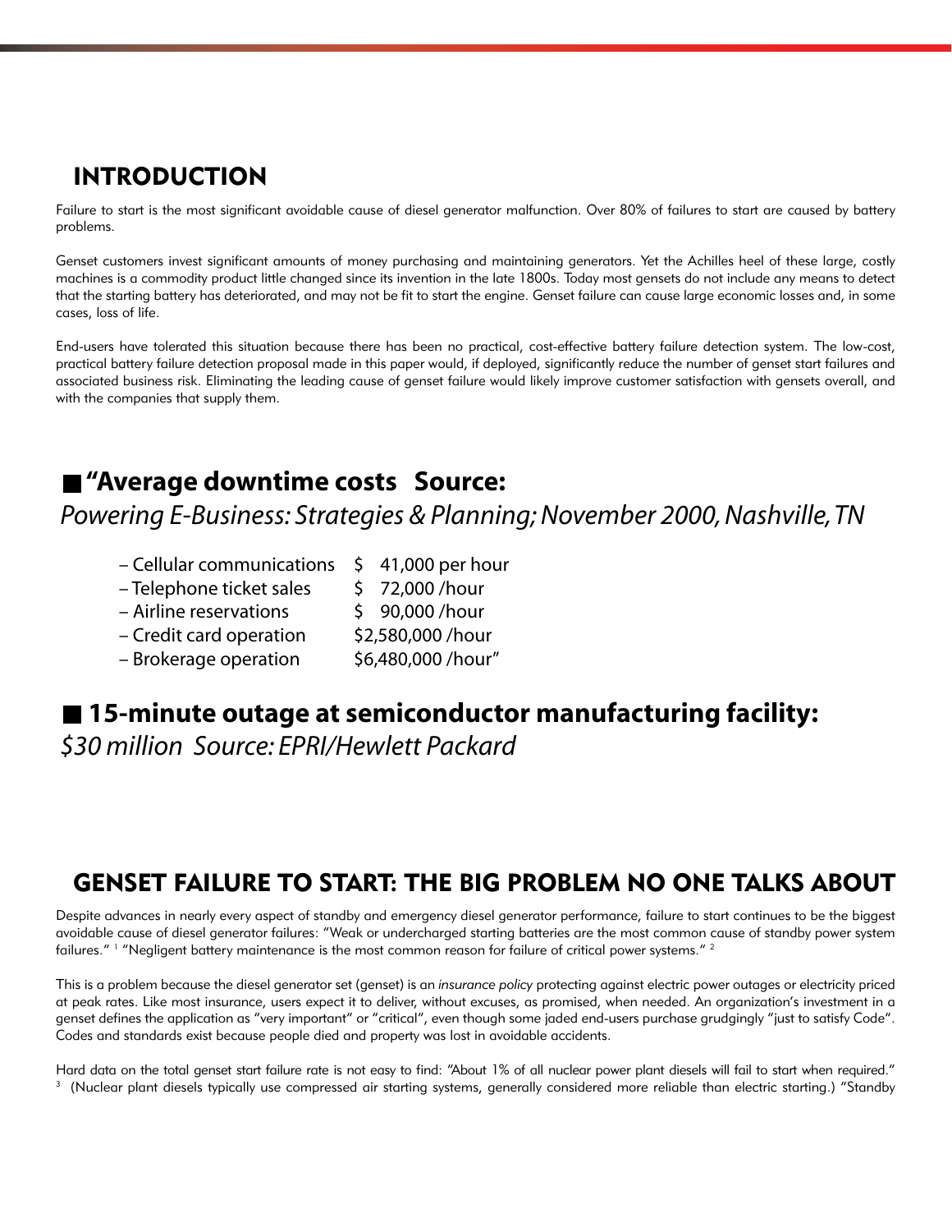## INTRODUCTION

Failure to start is the most significant avoidable cause of diesel generator malfunction. Over 80% of failures to start are caused by battery problems.

Genset customers invest significant amounts of money purchasing and maintaining generators. Yet the Achilles heel of these large, costly machines is a commodity product little changed since its invention in the late 1800s. Today most gensets do not include any means to detect that the starting battery has deteriorated, and may not be fit to start the engine. Genset failure can cause large economic losses and, in some cases, loss of life.

End-users have tolerated this situation because there has been no practical, cost-effective battery failure detection system. The low-cost, practical battery failure detection proposal made in this paper would, if deployed, significantly reduce the number of genset start failures and associated business risk. Eliminating the leading cause of genset failure would likely improve customer satisfaction with gensets overall, and with the companies that supply them.

### ■ "Average downtime costs Source:

*Powering E-Business: Strategies & Planning; November 2000, Nashville, TN*

| | |
|---|---|
| – Cellular communications | $ 41,000 per hour |
| – Telephone ticket sales | $ 72,000 /hour |
| – Airline reservations | $ 90,000 /hour |
| – Credit card operation | $2,580,000 /hour |
| – Brokerage operation | $6,480,000 /hour" |

### ■ 15-minute outage at semiconductor manufacturing facility:

*$30 million Source: EPRI/Hewlett Packard*

## GENSET FAILURE TO START: THE BIG PROBLEM NO ONE TALKS ABOUT

Despite advances in nearly every aspect of standby and emergency diesel generator performance, failure to start continues to be the biggest avoidable cause of diesel generator failures: "Weak or undercharged starting batteries are the most common cause of standby power system failures." [1] "Negligent battery maintenance is the most common reason for failure of critical power systems." [2]

This is a problem because the diesel generator set (genset) is an *insurance policy* protecting against electric power outages or electricity priced at peak rates. Like most insurance, users expect it to deliver, without excuses, as promised, when needed. An organization's investment in a genset defines the application as "very important" or "critical", even though some jaded end-users purchase grudgingly "just to satisfy Code". Codes and standards exist because people died and property was lost in avoidable accidents.

Hard data on the total genset start failure rate is not easy to find: "About 1% of all nuclear power plant diesels will fail to start when required." [3] (Nuclear plant diesels typically use compressed air starting systems, generally considered more reliable than electric starting.) "Standby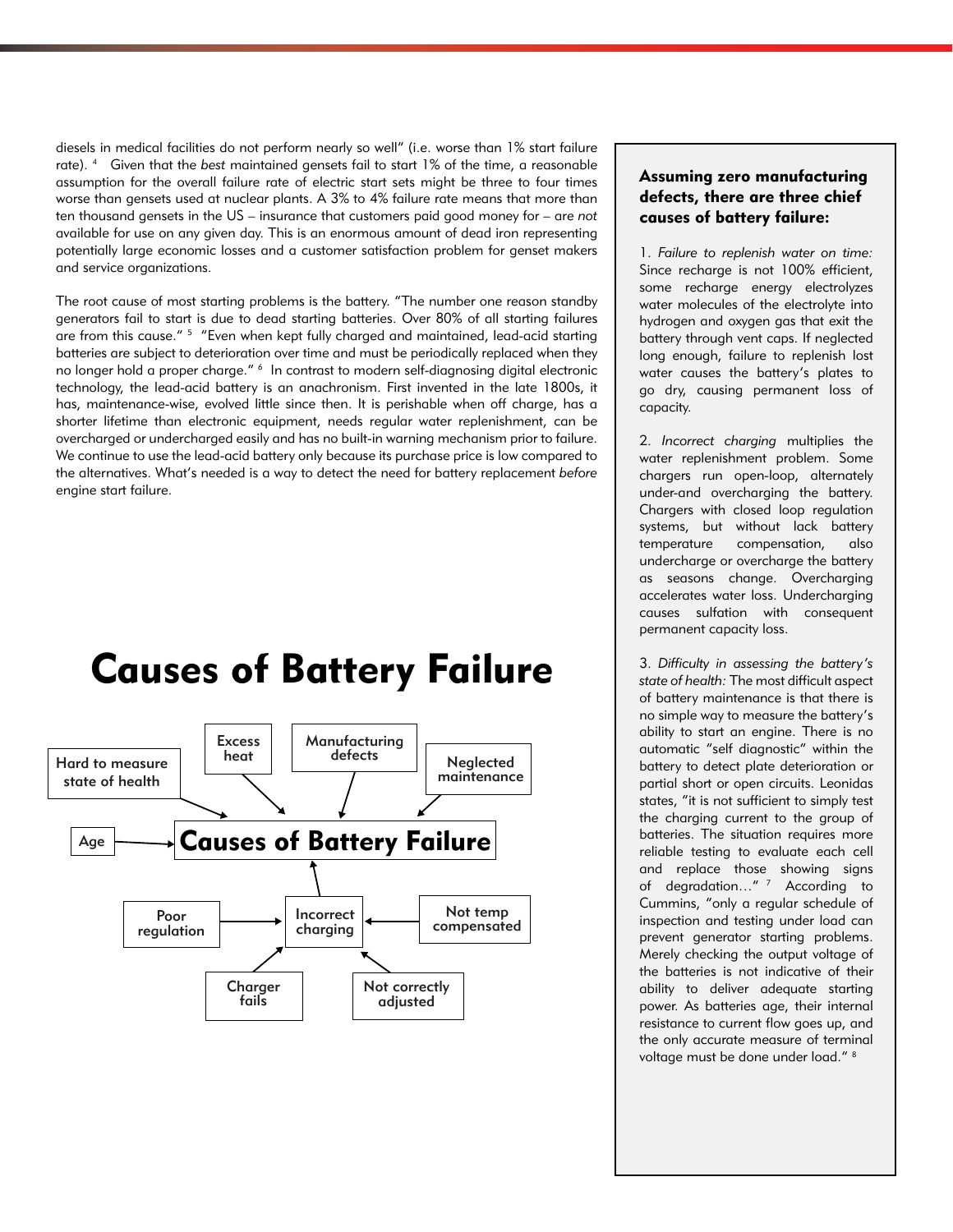diesels in medical facilities do not perform nearly so well" (i.e. worse than 1% start failure rate).[4] Given that the *best* maintained gensets fail to start 1% of the time, a reasonable assumption for the overall failure rate of electric start sets might be three to four times worse than gensets used at nuclear plants. A 3% to 4% failure rate means that more than ten thousand gensets in the US – insurance that customers paid good money for – are *not* available for use on any given day. This is an enormous amount of dead iron representing potentially large economic losses and a customer satisfaction problem for genset makers and service organizations.

The root cause of most starting problems is the battery. "The number one reason standby generators fail to start is due to dead starting batteries. Over 80% of all starting failures are from this cause."[5] "Even when kept fully charged and maintained, lead-acid starting batteries are subject to deterioration over time and must be periodically replaced when they no longer hold a proper charge."[6] In contrast to modern self-diagnosing digital electronic technology, the lead-acid battery is an anachronism. First invented in the late 1800s, it has, maintenance-wise, evolved little since then. It is perishable when off charge, has a shorter lifetime than electronic equipment, needs regular water replenishment, can be overcharged or undercharged easily and has no built-in warning mechanism prior to failure. We continue to use the lead-acid battery only because its purchase price is low compared to the alternatives. What's needed is a way to detect the need for battery replacement *before* engine start failure.

# Causes of Battery Failure

Hard to measure state of health

Excess heat

Manufacturing defects

Neglected maintenance

Age

Causes of Battery Failure

Poor regulation

Incorrect charging

Not temp compensated

Charger fails

Not correctly adjusted

**Assuming zero manufacturing defects, there are three chief causes of battery failure:**

1. *Failure to replenish water on time:* Since recharge is not 100% efficient, some recharge energy electrolyzes water molecules of the electrolyte into hydrogen and oxygen gas that exit the battery through vent caps. If neglected long enough, failure to replenish lost water causes the battery's plates to go dry, causing permanent loss of capacity.

2. *Incorrect charging* multiplies the water replenishment problem. Some chargers run open-loop, alternately under-and overcharging the battery. Chargers with closed loop regulation systems, but without lack battery temperature compensation, also undercharge or overcharge the battery as seasons change. Overcharging accelerates water loss. Undercharging causes sulfation with consequent permanent capacity loss.

3. *Difficulty in assessing the battery's state of health:* The most difficult aspect of battery maintenance is that there is no simple way to measure the battery's ability to start an engine. There is no automatic "self diagnostic" within the battery to detect plate deterioration or partial short or open circuits. Leonidas states, "it is not sufficient to simply test the charging current to the group of batteries. The situation requires more reliable testing to evaluate each cell and replace those showing signs of degradation…"[7] According to Cummins, "only a regular schedule of inspection and testing under load can prevent generator starting problems. Merely checking the output voltage of the batteries is not indicative of their ability to deliver adequate starting power. As batteries age, their internal resistance to current flow goes up, and the only accurate measure of terminal voltage must be done under load."[8]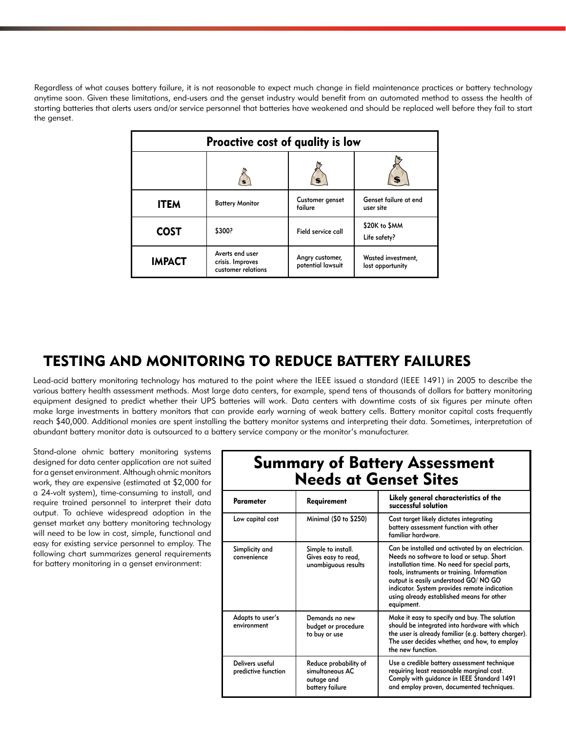Regardless of what causes battery failure, it is not reasonable to expect much change in field maintenance practices or battery technology anytime soon. Given these limitations, end-users and the genset industry would benefit from an automated method to assess the health of starting batteries that alerts users and/or service personnel that batteries have weakened and should be replaced well before they fail to start the genset.

| Proactive cost of quality is low | | | |
|---|---|---|---|
| | | | |
| **ITEM** | Battery Monitor | Customer genset failure | Genset failure at end user site |
| **COST** | $300? | Field service call | $20K to $MM<br>Life safety? |
| **IMPACT** | Averts end user crisis. Improves customer relations | Angry customer, potential lawsuit | Wasted investment, lost opportunity |

## TESTING AND MONITORING TO REDUCE BATTERY FAILURES

Lead-acid battery monitoring technology has matured to the point where the IEEE issued a standard (IEEE 1491) in 2005 to describe the various battery health assessment methods. Most large data centers, for example, spend tens of thousands of dollars for battery monitoring equipment designed to predict whether their UPS batteries will work. Data centers with downtime costs of six figures per minute often make large investments in battery monitors that can provide early warning of weak battery cells. Battery monitor capital costs frequently reach $40,000. Additional monies are spent installing the battery monitor systems and interpreting their data. Sometimes, interpretation of abundant battery monitor data is outsourced to a battery service company or the monitor's manufacturer.

Stand-alone ohmic battery monitoring systems designed for data center application are not suited for a genset environment. Although ohmic monitors work, they are expensive (estimated at $2,000 for a 24-volt system), time-consuming to install, and require trained personnel to interpret their data output. To achieve widespread adoption in the genset market any battery monitoring technology will need to be low in cost, simple, functional and easy for existing service personnel to employ. The following chart summarizes general requirements for battery monitoring in a genset environment:

**Summary of Battery Assessment Needs at Genset Sites**

| Parameter | Requirement | Likely general characteristics of the successful solution |
|---|---|---|
| Low capital cost | Minimal ($0 to $250) | Cost target likely dictates integrating battery assessment function with other familiar hardware. |
| Simplicity and convenience | Simple to install. Gives easy to read, unambiguous results | Can be installed and activated by an electrician. Needs no software to load or setup. Short installation time. No need for special parts, tools, instruments or training. Information output is easily understood GO/ NO GO indicator. System provides remote indication using already established means for other equipment. |
| Adapts to user's environment | Demands no new budget or procedure to buy or use | Make it easy to specify and buy. The solution should be integrated into hardware with which the user is already familiar (e.g. battery charger). The user decides whether, and how, to employ the new function. |
| Delivers useful predictive function | Reduce probability of simultaneous AC outage and battery failure | Use a credible battery assessment technique requiring least reasonable marginal cost. Comply with guidance in IEEE Standard 1491 and employ proven, documented techniques. |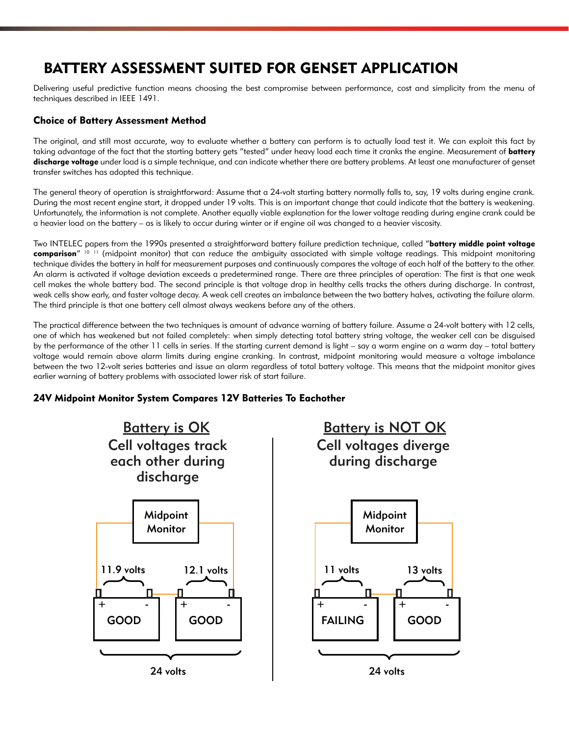# BATTERY ASSESSMENT SUITED FOR GENSET APPLICATION

Delivering useful predictive function means choosing the best compromise between performance, cost and simplicity from the menu of techniques described in IEEE 1491.

### Choice of Battery Assessment Method

The original, and still most accurate, way to evaluate whether a battery can perform is to actually load test it. We can exploit this fact by taking advantage of the fact that the starting battery gets "tested" under heavy load each time it cranks the engine. Measurement of **battery discharge voltage** under load is a simple technique, and can indicate whether there are battery problems. At least one manufacturer of genset transfer switches has adopted this technique.

The general theory of operation is straightforward: Assume that a 24-volt starting battery normally falls to, say, 19 volts during engine crank. During the most recent engine start, it dropped under 19 volts. This is an important change that could indicate that the battery is weakening. Unfortunately, the information is not complete. Another equally viable explanation for the lower voltage reading during engine crank could be a heavier load on the battery – as is likely to occur during winter or if engine oil was changed to a heavier viscosity.

Two INTELEC papers from the 1990s presented a straightforward battery failure prediction technique, called "**battery middle point voltage comparison**" [10, 11] (midpoint monitor) that can reduce the ambiguity associated with simple voltage readings. This midpoint monitoring technique divides the battery in half for measurement purposes and continuously compares the voltage of each half of the battery to the other. An alarm is activated if voltage deviation exceeds a predetermined range. There are three principles of operation: The first is that one weak cell makes the whole battery bad. The second principle is that voltage drop in healthy cells tracks the others during discharge. In contrast, weak cells show early, and faster voltage decay. A weak cell creates an imbalance between the two battery halves, activating the failure alarm. The third principle is that one battery cell almost always weakens before any of the others.

The practical difference between the two techniques is amount of advance warning of battery failure. Assume a 24-volt battery with 12 cells, one of which has weakened but not failed completely: when simply detecting total battery string voltage, the weaker cell can be disguised by the performance of the other 11 cells in series. If the starting current demand is light – say a warm engine on a warm day – total battery voltage would remain above alarm limits during engine cranking. In contrast, midpoint monitoring would measure a voltage imbalance between the two 12-volt series batteries and issue an alarm regardless of total battery voltage. This means that the midpoint monitor gives earlier warning of battery problems with associated lower risk of start failure.

### 24V Midpoint Monitor System Compares 12V Batteries To Eachother

Battery is OK
Cell voltages track each other during discharge

Midpoint Monitor

11.9 volts
12.1 volts

GOOD
GOOD

24 volts

Battery is NOT OK
Cell voltages diverge during discharge

Midpoint Monitor

11 volts
13 volts

FAILING
GOOD

24 volts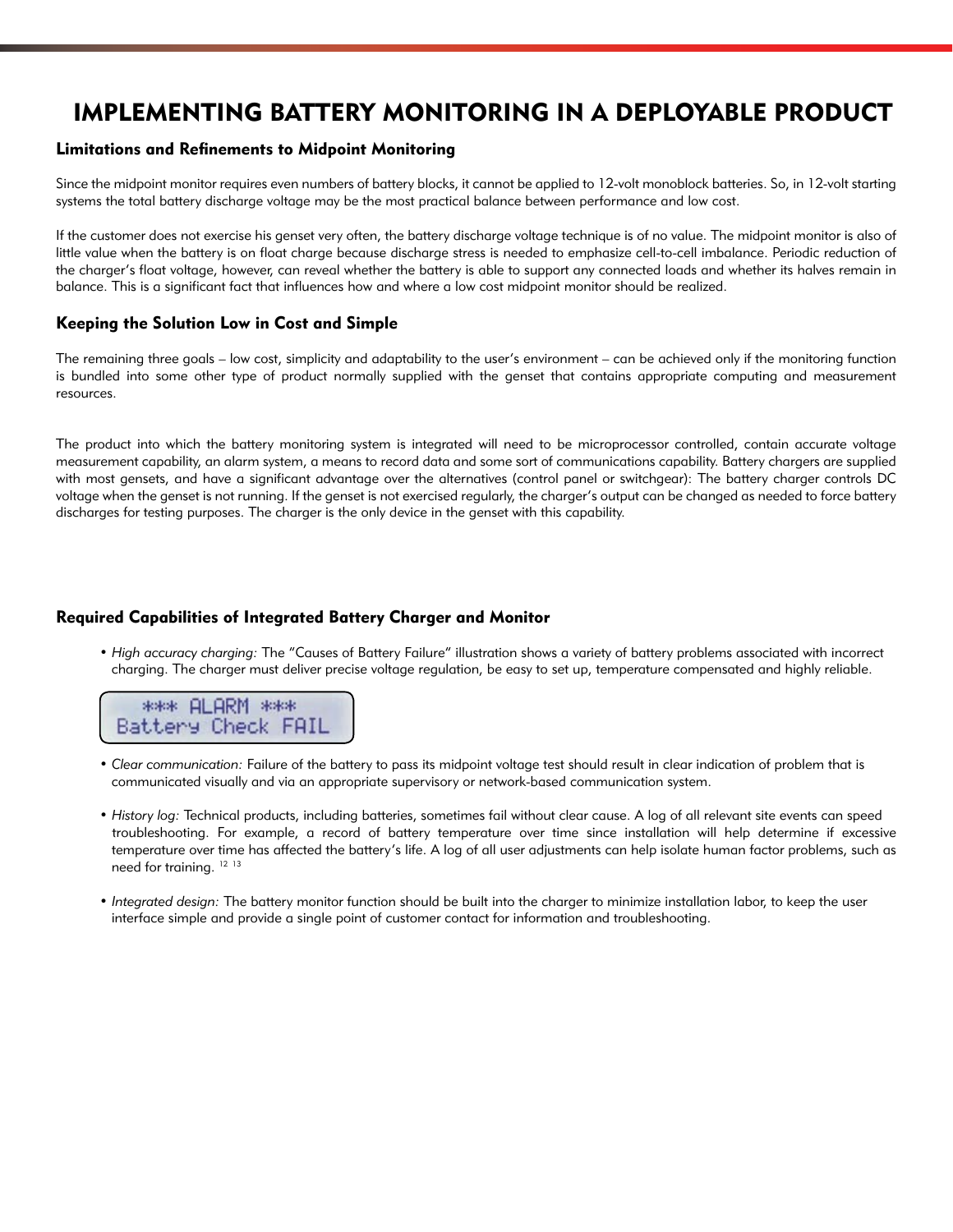# IMPLEMENTING BATTERY MONITORING IN A DEPLOYABLE PRODUCT

### Limitations and Refinements to Midpoint Monitoring

Since the midpoint monitor requires even numbers of battery blocks, it cannot be applied to 12-volt monoblock batteries. So, in 12-volt starting systems the total battery discharge voltage may be the most practical balance between performance and low cost.

If the customer does not exercise his genset very often, the battery discharge voltage technique is of no value. The midpoint monitor is also of little value when the battery is on float charge because discharge stress is needed to emphasize cell-to-cell imbalance. Periodic reduction of the charger's float voltage, however, can reveal whether the battery is able to support any connected loads and whether its halves remain in balance. This is a significant fact that influences how and where a low cost midpoint monitor should be realized.

### Keeping the Solution Low in Cost and Simple

The remaining three goals – low cost, simplicity and adaptability to the user's environment – can be achieved only if the monitoring function is bundled into some other type of product normally supplied with the genset that contains appropriate computing and measurement resources.

The product into which the battery monitoring system is integrated will need to be microprocessor controlled, contain accurate voltage measurement capability, an alarm system, a means to record data and some sort of communications capability. Battery chargers are supplied with most gensets, and have a significant advantage over the alternatives (control panel or switchgear): The battery charger controls DC voltage when the genset is not running. If the genset is not exercised regularly, the charger's output can be changed as needed to force battery discharges for testing purposes. The charger is the only device in the genset with this capability.

### Required Capabilities of Integrated Battery Charger and Monitor

- *High accuracy charging:* The "Causes of Battery Failure" illustration shows a variety of battery problems associated with incorrect charging. The charger must deliver precise voltage regulation, be easy to set up, temperature compensated and highly reliable.

*** ALARM ***
Battery Check FAIL

- *Clear communication:* Failure of the battery to pass its midpoint voltage test should result in clear indication of problem that is communicated visually and via an appropriate supervisory or network-based communication system.

- *History log:* Technical products, including batteries, sometimes fail without clear cause. A log of all relevant site events can speed troubleshooting. For example, a record of battery temperature over time since installation will help determine if excessive temperature over time has affected the battery's life. A log of all user adjustments can help isolate human factor problems, such as need for training. [12] [13]

- *Integrated design:* The battery monitor function should be built into the charger to minimize installation labor, to keep the user interface simple and provide a single point of customer contact for information and troubleshooting.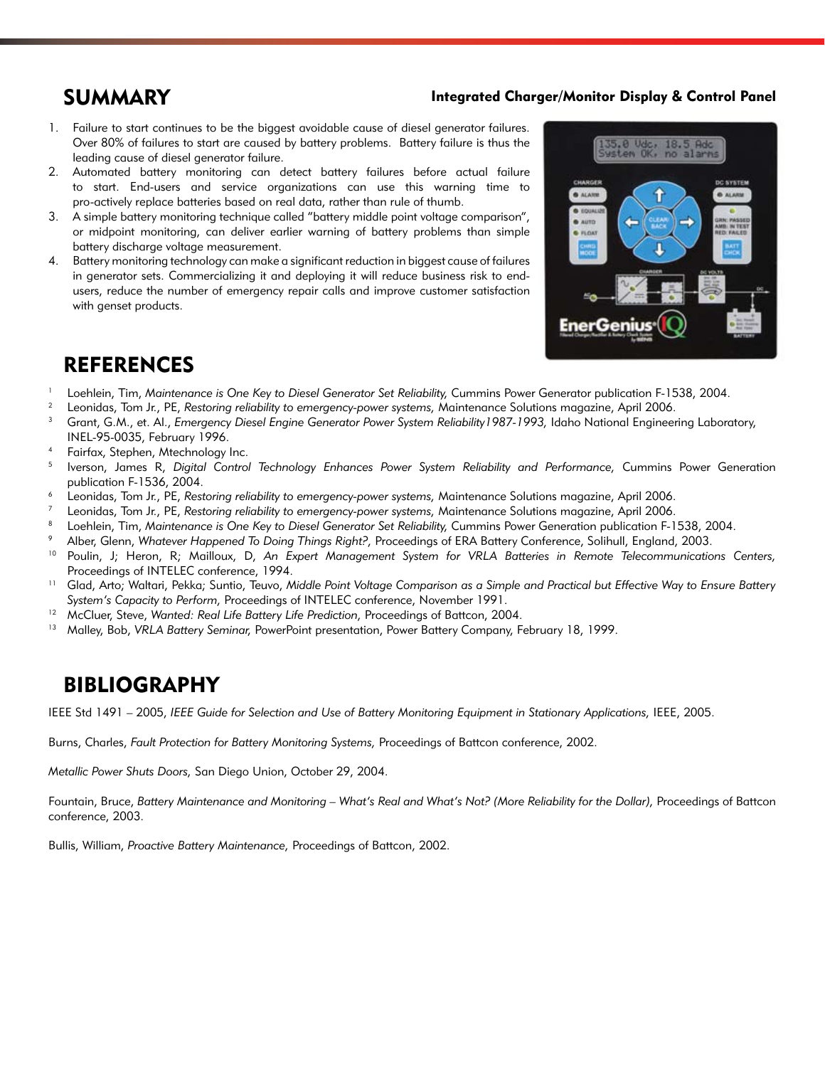## SUMMARY

**Integrated Charger/Monitor Display & Control Panel**

1. Failure to start continues to be the biggest avoidable cause of diesel generator failures. Over 80% of failures to start are caused by battery problems. Battery failure is thus the leading cause of diesel generator failure.
2. Automated battery monitoring can detect battery failures before actual failure to start. End-users and service organizations can use this warning time to pro-actively replace batteries based on real data, rather than rule of thumb.
3. A simple battery monitoring technique called "battery middle point voltage comparison", or midpoint monitoring, can deliver earlier warning of battery problems than simple battery discharge voltage measurement.
4. Battery monitoring technology can make a significant reduction in biggest cause of failures in generator sets. Commercializing it and deploying it will reduce business risk to end-users, reduce the number of emergency repair calls and improve customer satisfaction with genset products.

## REFERENCES

[1] Loehlein, Tim, *Maintenance is One Key to Diesel Generator Set Reliability,* Cummins Power Generator publication F-1538, 2004.
[2] Leonidas, Tom Jr., PE, *Restoring reliability to emergency-power systems,* Maintenance Solutions magazine, April 2006.
[3] Grant, G.M., et. Al., *Emergency Diesel Engine Generator Power System Reliability1987-1993,* Idaho National Engineering Laboratory, INEL-95-0035, February 1996.
[4] Fairfax, Stephen, Mtechnology Inc.
[5] Iverson, James R, *Digital Control Technology Enhances Power System Reliability and Performance,* Cummins Power Generation publication F-1536, 2004.
[6] Leonidas, Tom Jr., PE, *Restoring reliability to emergency-power systems,* Maintenance Solutions magazine, April 2006.
[7] Leonidas, Tom Jr., PE, *Restoring reliability to emergency-power systems,* Maintenance Solutions magazine, April 2006.
[8] Loehlein, Tim, *Maintenance is One Key to Diesel Generator Set Reliability,* Cummins Power Generation publication F-1538, 2004.
[9] Alber, Glenn, *Whatever Happened To Doing Things Right?,* Proceedings of ERA Battery Conference, Solihull, England, 2003.
[10] Poulin, J; Heron, R; Mailloux, D, *An Expert Management System for VRLA Batteries in Remote Telecommunications Centers,* Proceedings of INTELEC conference, 1994.
[11] Glad, Arto; Waltari, Pekka; Suntio, Teuvo, *Middle Point Voltage Comparison as a Simple and Practical but Effective Way to Ensure Battery System's Capacity to Perform,* Proceedings of INTELEC conference, November 1991.
[12] McCluer, Steve, *Wanted: Real Life Battery Life Prediction,* Proceedings of Battcon, 2004.
[13] Malley, Bob, *VRLA Battery Seminar,* PowerPoint presentation, Power Battery Company, February 18, 1999.

## BIBLIOGRAPHY

IEEE Std 1491 – 2005, *IEEE Guide for Selection and Use of Battery Monitoring Equipment in Stationary Applications,* IEEE, 2005.

Burns, Charles, *Fault Protection for Battery Monitoring Systems,* Proceedings of Battcon conference, 2002.

*Metallic Power Shuts Doors,* San Diego Union, October 29, 2004.

Fountain, Bruce, *Battery Maintenance and Monitoring – What's Real and What's Not? (More Reliability for the Dollar),* Proceedings of Battcon conference, 2003.

Bullis, William, *Proactive Battery Maintenance,* Proceedings of Battcon, 2002.